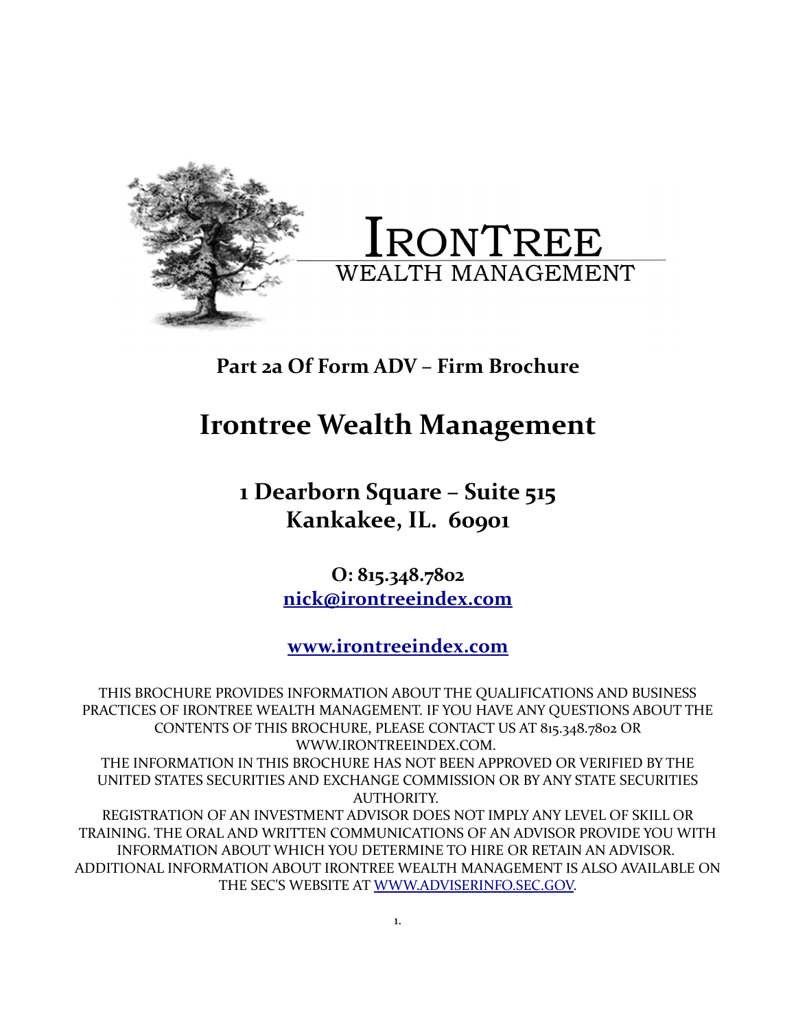IRONTREE
WEALTH MANAGEMENT

## Part 2a Of Form ADV – Firm Brochure

# Irontree Wealth Management

## 1 Dearborn Square – Suite 515
## Kankakee, IL. 60901

**O: 815.348.7802**
**nick@irontreeindex.com**

**www.irontreeindex.com**

THIS BROCHURE PROVIDES INFORMATION ABOUT THE QUALIFICATIONS AND BUSINESS PRACTICES OF IRONTREE WEALTH MANAGEMENT. IF YOU HAVE ANY QUESTIONS ABOUT THE CONTENTS OF THIS BROCHURE, PLEASE CONTACT US AT 815.348.7802 OR WWW.IRONTREEINDEX.COM.

THE INFORMATION IN THIS BROCHURE HAS NOT BEEN APPROVED OR VERIFIED BY THE UNITED STATES SECURITIES AND EXCHANGE COMMISSION OR BY ANY STATE SECURITIES AUTHORITY.

REGISTRATION OF AN INVESTMENT ADVISOR DOES NOT IMPLY ANY LEVEL OF SKILL OR TRAINING. THE ORAL AND WRITTEN COMMUNICATIONS OF AN ADVISOR PROVIDE YOU WITH INFORMATION ABOUT WHICH YOU DETERMINE TO HIRE OR RETAIN AN ADVISOR.

ADDITIONAL INFORMATION ABOUT IRONTREE WEALTH MANAGEMENT IS ALSO AVAILABLE ON THE SEC'S WEBSITE AT WWW.ADVISERINFO.SEC.GOV.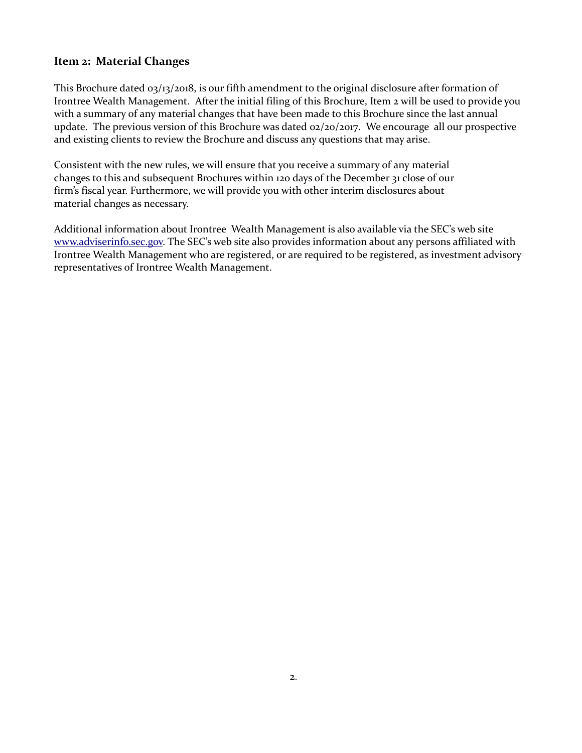## Item 2: Material Changes

This Brochure dated 03/13/2018, is our fifth amendment to the original disclosure after formation of Irontree Wealth Management. After the initial filing of this Brochure, Item 2 will be used to provide you with a summary of any material changes that have been made to this Brochure since the last annual update. The previous version of this Brochure was dated 02/20/2017. We encourage all our prospective and existing clients to review the Brochure and discuss any questions that may arise.

Consistent with the new rules, we will ensure that you receive a summary of any material changes to this and subsequent Brochures within 120 days of the December 31 close of our firm's fiscal year. Furthermore, we will provide you with other interim disclosures about material changes as necessary.

Additional information about Irontree Wealth Management is also available via the SEC's web site [www.adviserinfo.sec.gov](http://www.adviserinfo.sec.gov). The SEC's web site also provides information about any persons affiliated with Irontree Wealth Management who are registered, or are required to be registered, as investment advisory representatives of Irontree Wealth Management.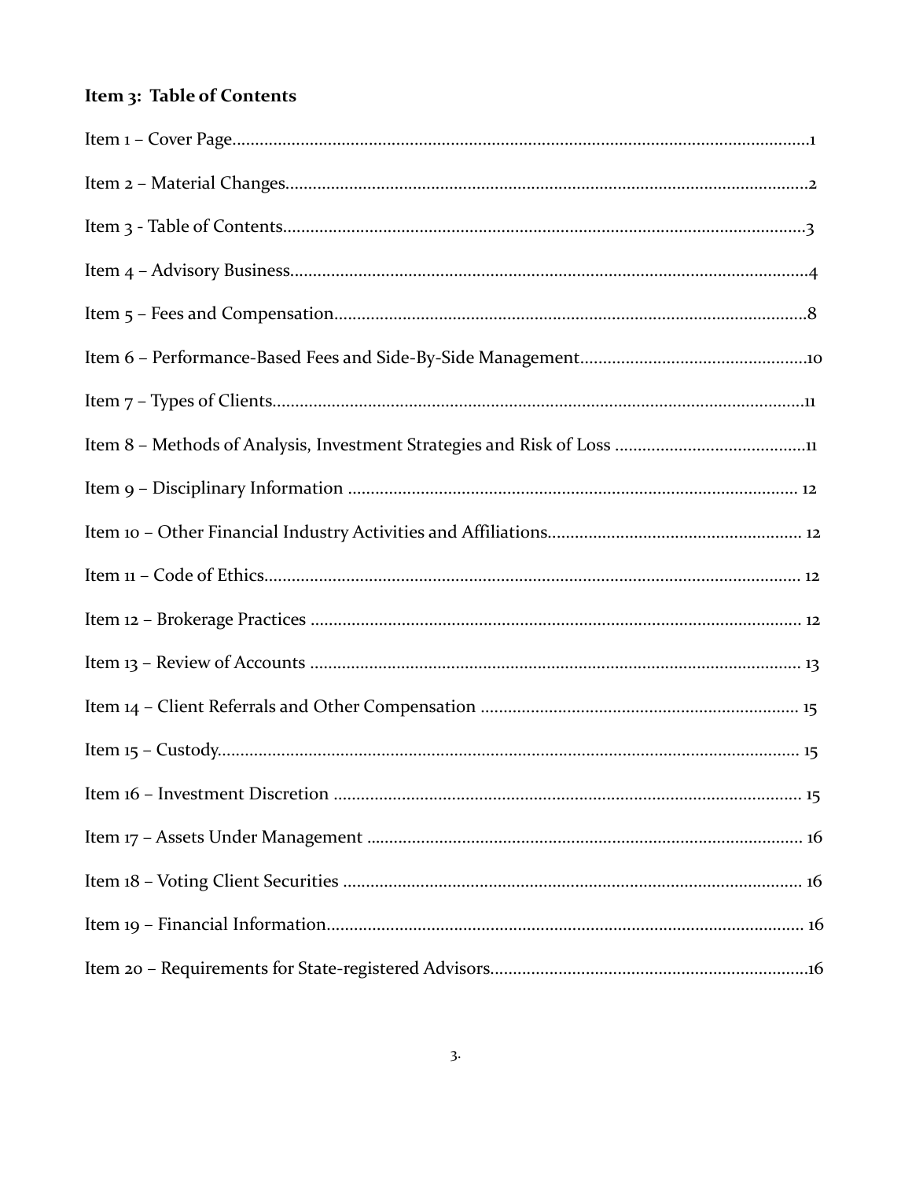## Item 3: Table of Contents

Item 1 – Cover Page.....1

Item 2 – Material Changes.....2

Item 3 - Table of Contents.....3

Item 4 – Advisory Business.....4

Item 5 – Fees and Compensation.....8

Item 6 – Performance-Based Fees and Side-By-Side Management.....10

Item 7 – Types of Clients.....11

Item 8 – Methods of Analysis, Investment Strategies and Risk of Loss .....11

Item 9 – Disciplinary Information ..... 12

Item 10 – Other Financial Industry Activities and Affiliations..... 12

Item 11 – Code of Ethics..... 12

Item 12 – Brokerage Practices ..... 12

Item 13 – Review of Accounts ..... 13

Item 14 – Client Referrals and Other Compensation ..... 15

Item 15 – Custody..... 15

Item 16 – Investment Discretion ..... 15

Item 17 – Assets Under Management ..... 16

Item 18 – Voting Client Securities ..... 16

Item 19 – Financial Information..... 16

Item 20 – Requirements for State-registered Advisors.....16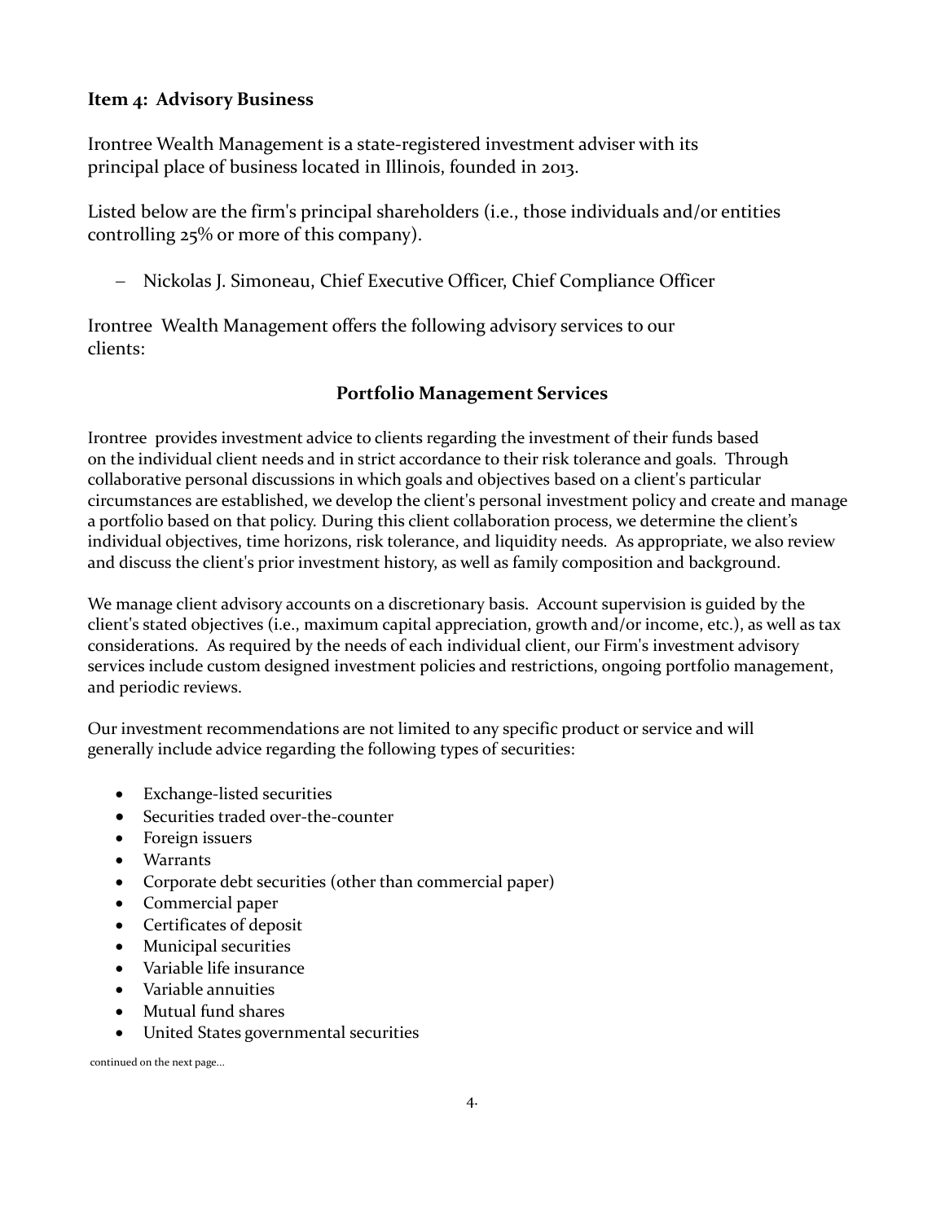### Item 4: Advisory Business

Irontree Wealth Management is a state-registered investment adviser with its principal place of business located in Illinois, founded in 2013.

Listed below are the firm's principal shareholders (i.e., those individuals and/or entities controlling 25% or more of this company).

- Nickolas J. Simoneau, Chief Executive Officer, Chief Compliance Officer

Irontree Wealth Management offers the following advisory services to our clients:

#### Portfolio Management Services

Irontree provides investment advice to clients regarding the investment of their funds based on the individual client needs and in strict accordance to their risk tolerance and goals. Through collaborative personal discussions in which goals and objectives based on a client's particular circumstances are established, we develop the client's personal investment policy and create and manage a portfolio based on that policy. During this client collaboration process, we determine the client's individual objectives, time horizons, risk tolerance, and liquidity needs. As appropriate, we also review and discuss the client's prior investment history, as well as family composition and background.

We manage client advisory accounts on a discretionary basis. Account supervision is guided by the client's stated objectives (i.e., maximum capital appreciation, growth and/or income, etc.), as well as tax considerations. As required by the needs of each individual client, our Firm's investment advisory services include custom designed investment policies and restrictions, ongoing portfolio management, and periodic reviews.

Our investment recommendations are not limited to any specific product or service and will generally include advice regarding the following types of securities:

- Exchange-listed securities
- Securities traded over-the-counter
- Foreign issuers
- Warrants
- Corporate debt securities (other than commercial paper)
- Commercial paper
- Certificates of deposit
- Municipal securities
- Variable life insurance
- Variable annuities
- Mutual fund shares
- United States governmental securities

continued on the next page...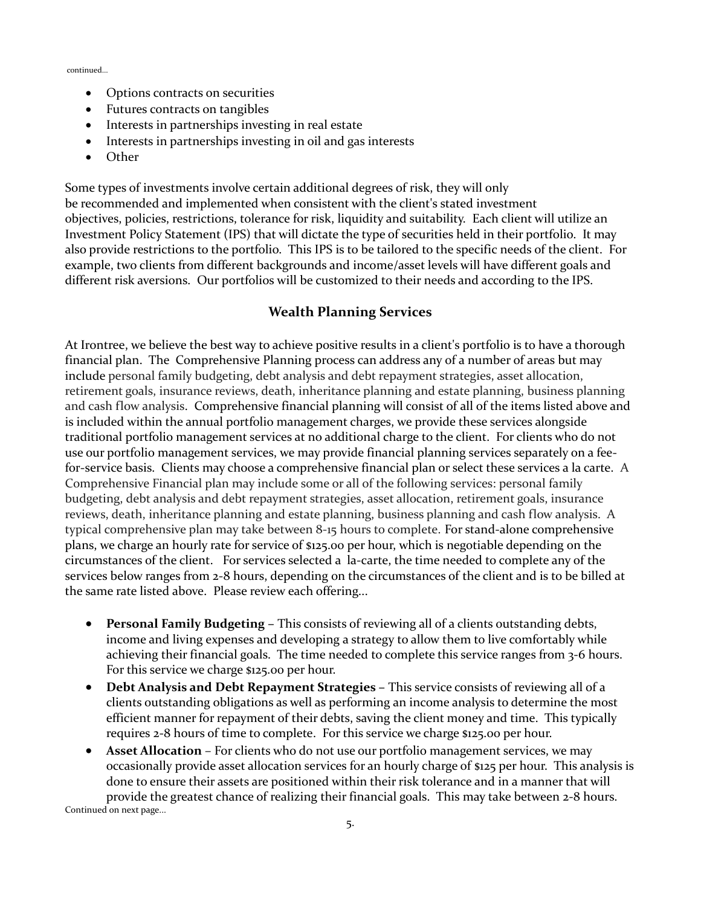continued...

- Options contracts on securities
- Futures contracts on tangibles
- Interests in partnerships investing in real estate
- Interests in partnerships investing in oil and gas interests
- Other

Some types of investments involve certain additional degrees of risk, they will only be recommended and implemented when consistent with the client's stated investment objectives, policies, restrictions, tolerance for risk, liquidity and suitability. Each client will utilize an Investment Policy Statement (IPS) that will dictate the type of securities held in their portfolio. It may also provide restrictions to the portfolio. This IPS is to be tailored to the specific needs of the client. For example, two clients from different backgrounds and income/asset levels will have different goals and different risk aversions. Our portfolios will be customized to their needs and according to the IPS.

## Wealth Planning Services

At Irontree, we believe the best way to achieve positive results in a client's portfolio is to have a thorough financial plan. The Comprehensive Planning process can address any of a number of areas but may include personal family budgeting, debt analysis and debt repayment strategies, asset allocation, retirement goals, insurance reviews, death, inheritance planning and estate planning, business planning and cash flow analysis. Comprehensive financial planning will consist of all of the items listed above and is included within the annual portfolio management charges, we provide these services alongside traditional portfolio management services at no additional charge to the client. For clients who do not use our portfolio management services, we may provide financial planning services separately on a fee-for-service basis. Clients may choose a comprehensive financial plan or select these services a la carte. A Comprehensive Financial plan may include some or all of the following services: personal family budgeting, debt analysis and debt repayment strategies, asset allocation, retirement goals, insurance reviews, death, inheritance planning and estate planning, business planning and cash flow analysis. A typical comprehensive plan may take between 8-15 hours to complete. For stand-alone comprehensive plans, we charge an hourly rate for service of $125.00 per hour, which is negotiable depending on the circumstances of the client. For services selected a la-carte, the time needed to complete any of the services below ranges from 2-8 hours, depending on the circumstances of the client and is to be billed at the same rate listed above. Please review each offering...

- **Personal Family Budgeting** – This consists of reviewing all of a clients outstanding debts, income and living expenses and developing a strategy to allow them to live comfortably while achieving their financial goals. The time needed to complete this service ranges from 3-6 hours. For this service we charge $125.00 per hour.
- **Debt Analysis and Debt Repayment Strategies** – This service consists of reviewing all of a clients outstanding obligations as well as performing an income analysis to determine the most efficient manner for repayment of their debts, saving the client money and time. This typically requires 2-8 hours of time to complete. For this service we charge $125.00 per hour.
- **Asset Allocation** – For clients who do not use our portfolio management services, we may occasionally provide asset allocation services for an hourly charge of $125 per hour. This analysis is done to ensure their assets are positioned within their risk tolerance and in a manner that will provide the greatest chance of realizing their financial goals. This may take between 2-8 hours.

Continued on next page...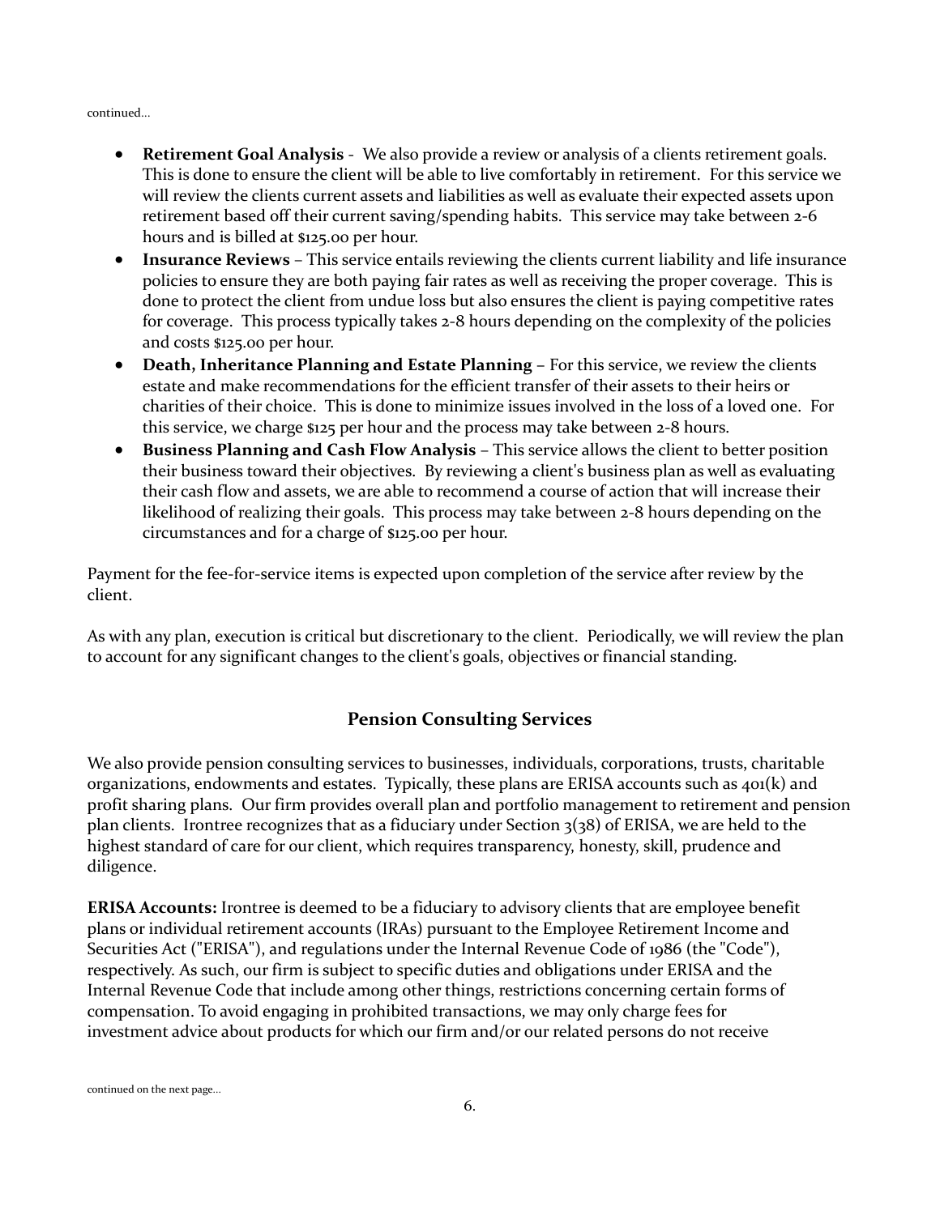continued...

- **Retirement Goal Analysis** - We also provide a review or analysis of a clients retirement goals. This is done to ensure the client will be able to live comfortably in retirement. For this service we will review the clients current assets and liabilities as well as evaluate their expected assets upon retirement based off their current saving/spending habits. This service may take between 2-6 hours and is billed at $125.00 per hour.
- **Insurance Reviews** – This service entails reviewing the clients current liability and life insurance policies to ensure they are both paying fair rates as well as receiving the proper coverage. This is done to protect the client from undue loss but also ensures the client is paying competitive rates for coverage. This process typically takes 2-8 hours depending on the complexity of the policies and costs $125.00 per hour.
- **Death, Inheritance Planning and Estate Planning** – For this service, we review the clients estate and make recommendations for the efficient transfer of their assets to their heirs or charities of their choice. This is done to minimize issues involved in the loss of a loved one. For this service, we charge $125 per hour and the process may take between 2-8 hours.
- **Business Planning and Cash Flow Analysis** – This service allows the client to better position their business toward their objectives. By reviewing a client's business plan as well as evaluating their cash flow and assets, we are able to recommend a course of action that will increase their likelihood of realizing their goals. This process may take between 2-8 hours depending on the circumstances and for a charge of $125.00 per hour.

Payment for the fee-for-service items is expected upon completion of the service after review by the client.

As with any plan, execution is critical but discretionary to the client. Periodically, we will review the plan to account for any significant changes to the client's goals, objectives or financial standing.

## Pension Consulting Services

We also provide pension consulting services to businesses, individuals, corporations, trusts, charitable organizations, endowments and estates. Typically, these plans are ERISA accounts such as 401(k) and profit sharing plans. Our firm provides overall plan and portfolio management to retirement and pension plan clients. Irontree recognizes that as a fiduciary under Section 3(38) of ERISA, we are held to the highest standard of care for our client, which requires transparency, honesty, skill, prudence and diligence.

**ERISA Accounts:** Irontree is deemed to be a fiduciary to advisory clients that are employee benefit plans or individual retirement accounts (IRAs) pursuant to the Employee Retirement Income and Securities Act ("ERISA"), and regulations under the Internal Revenue Code of 1986 (the "Code"), respectively. As such, our firm is subject to specific duties and obligations under ERISA and the Internal Revenue Code that include among other things, restrictions concerning certain forms of compensation. To avoid engaging in prohibited transactions, we may only charge fees for investment advice about products for which our firm and/or our related persons do not receive

continued on the next page...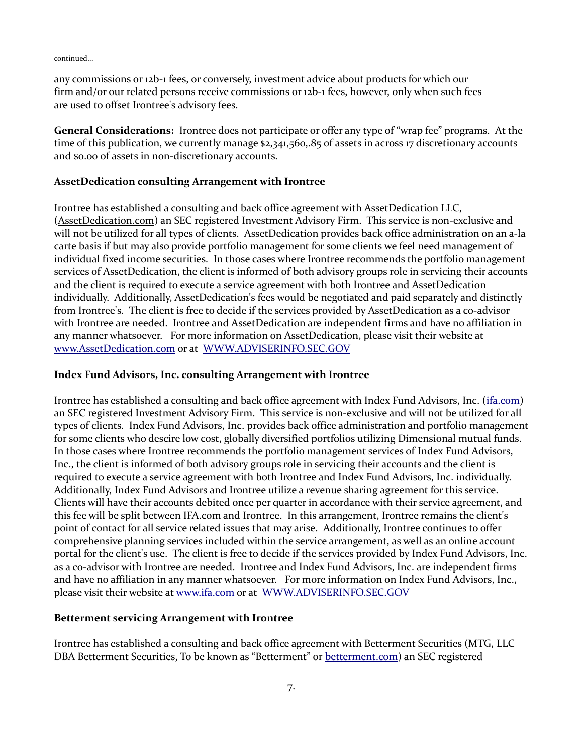continued...

any commissions or 12b-1 fees, or conversely, investment advice about products for which our firm and/or our related persons receive commissions or 12b-1 fees, however, only when such fees are used to offset Irontree's advisory fees.

**General Considerations:** Irontree does not participate or offer any type of "wrap fee" programs. At the time of this publication, we currently manage $2,341,560,.85 of assets in across 17 discretionary accounts and $0.00 of assets in non-discretionary accounts.

**AssetDedication consulting Arrangement with Irontree**

Irontree has established a consulting and back office agreement with AssetDedication LLC, (AssetDedication.com) an SEC registered Investment Advisory Firm. This service is non-exclusive and will not be utilized for all types of clients. AssetDedication provides back office administration on an a-la carte basis if but may also provide portfolio management for some clients we feel need management of individual fixed income securities. In those cases where Irontree recommends the portfolio management services of AssetDedication, the client is informed of both advisory groups role in servicing their accounts and the client is required to execute a service agreement with both Irontree and AssetDedication individually. Additionally, AssetDedication's fees would be negotiated and paid separately and distinctly from Irontree's. The client is free to decide if the services provided by AssetDedication as a co-advisor with Irontree are needed. Irontree and AssetDedication are independent firms and have no affiliation in any manner whatsoever. For more information on AssetDedication, please visit their website at www.AssetDedication.com or at WWW.ADVISERINFO.SEC.GOV

**Index Fund Advisors, Inc. consulting Arrangement with Irontree**

Irontree has established a consulting and back office agreement with Index Fund Advisors, Inc. (ifa.com) an SEC registered Investment Advisory Firm. This service is non-exclusive and will not be utilized for all types of clients. Index Fund Advisors, Inc. provides back office administration and portfolio management for some clients who descire low cost, globally diversified portfolios utilizing Dimensional mutual funds. In those cases where Irontree recommends the portfolio management services of Index Fund Advisors, Inc., the client is informed of both advisory groups role in servicing their accounts and the client is required to execute a service agreement with both Irontree and Index Fund Advisors, Inc. individually. Additionally, Index Fund Advisors and Irontree utilize a revenue sharing agreement for this service. Clients will have their accounts debited once per quarter in accordance with their service agreement, and this fee will be split between IFA.com and Irontree. In this arrangement, Irontree remains the client's point of contact for all service related issues that may arise. Additionally, Irontree continues to offer comprehensive planning services included within the service arrangement, as well as an online account portal for the client's use. The client is free to decide if the services provided by Index Fund Advisors, Inc. as a co-advisor with Irontree are needed. Irontree and Index Fund Advisors, Inc. are independent firms and have no affiliation in any manner whatsoever. For more information on Index Fund Advisors, Inc., please visit their website at www.ifa.com or at WWW.ADVISERINFO.SEC.GOV

**Betterment servicing Arrangement with Irontree**

Irontree has established a consulting and back office agreement with Betterment Securities (MTG, LLC DBA Betterment Securities, To be known as "Betterment" or betterment.com) an SEC registered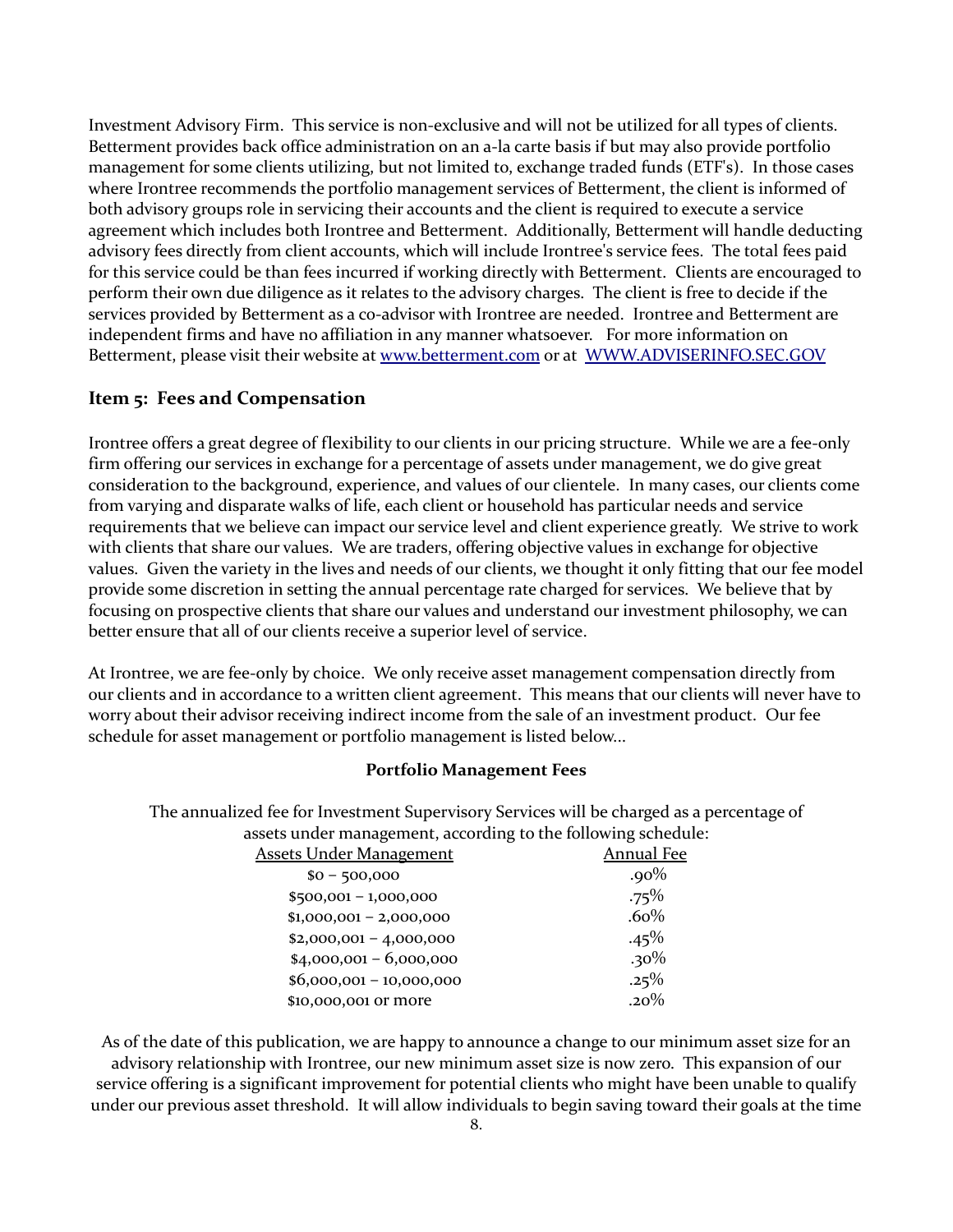Investment Advisory Firm. This service is non-exclusive and will not be utilized for all types of clients. Betterment provides back office administration on an a-la carte basis if but may also provide portfolio management for some clients utilizing, but not limited to, exchange traded funds (ETF's). In those cases where Irontree recommends the portfolio management services of Betterment, the client is informed of both advisory groups role in servicing their accounts and the client is required to execute a service agreement which includes both Irontree and Betterment. Additionally, Betterment will handle deducting advisory fees directly from client accounts, which will include Irontree's service fees. The total fees paid for this service could be than fees incurred if working directly with Betterment. Clients are encouraged to perform their own due diligence as it relates to the advisory charges. The client is free to decide if the services provided by Betterment as a co-advisor with Irontree are needed. Irontree and Betterment are independent firms and have no affiliation in any manner whatsoever. For more information on Betterment, please visit their website at [www.betterment.com](http://www.betterment.com) or at [WWW.ADVISERINFO.SEC.GOV](http://WWW.ADVISERINFO.SEC.GOV)

## Item 5: Fees and Compensation

Irontree offers a great degree of flexibility to our clients in our pricing structure. While we are a fee-only firm offering our services in exchange for a percentage of assets under management, we do give great consideration to the background, experience, and values of our clientele. In many cases, our clients come from varying and disparate walks of life, each client or household has particular needs and service requirements that we believe can impact our service level and client experience greatly. We strive to work with clients that share our values. We are traders, offering objective values in exchange for objective values. Given the variety in the lives and needs of our clients, we thought it only fitting that our fee model provide some discretion in setting the annual percentage rate charged for services. We believe that by focusing on prospective clients that share our values and understand our investment philosophy, we can better ensure that all of our clients receive a superior level of service.

At Irontree, we are fee-only by choice. We only receive asset management compensation directly from our clients and in accordance to a written client agreement. This means that our clients will never have to worry about their advisor receiving indirect income from the sale of an investment product. Our fee schedule for asset management or portfolio management is listed below...

**Portfolio Management Fees**

The annualized fee for Investment Supervisory Services will be charged as a percentage of assets under management, according to the following schedule:

| Assets Under Management | Annual Fee |
|---|---|
| $0 – 500,000 | .90% |
| $500,001 – 1,000,000 | .75% |
| $1,000,001 – 2,000,000 | .60% |
| $2,000,001 – 4,000,000 | .45% |
| $4,000,001 – 6,000,000 | .30% |
| $6,000,001 – 10,000,000 | .25% |
| $10,000,001 or more | .20% |

As of the date of this publication, we are happy to announce a change to our minimum asset size for an advisory relationship with Irontree, our new minimum asset size is now zero. This expansion of our service offering is a significant improvement for potential clients who might have been unable to qualify under our previous asset threshold. It will allow individuals to begin saving toward their goals at the time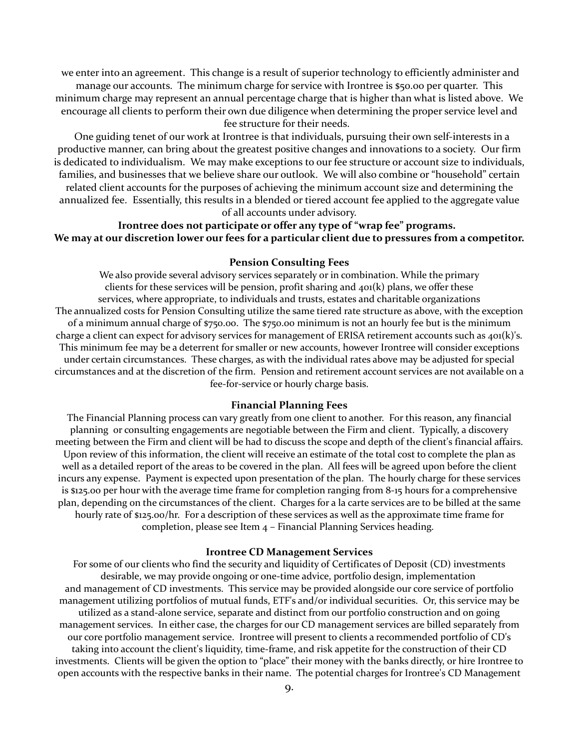we enter into an agreement. This change is a result of superior technology to efficiently administer and manage our accounts. The minimum charge for service with Irontree is $50.00 per quarter. This minimum charge may represent an annual percentage charge that is higher than what is listed above. We encourage all clients to perform their own due diligence when determining the proper service level and fee structure for their needs.

One guiding tenet of our work at Irontree is that individuals, pursuing their own self-interests in a productive manner, can bring about the greatest positive changes and innovations to a society. Our firm is dedicated to individualism. We may make exceptions to our fee structure or account size to individuals, families, and businesses that we believe share our outlook. We will also combine or "household" certain related client accounts for the purposes of achieving the minimum account size and determining the annualized fee. Essentially, this results in a blended or tiered account fee applied to the aggregate value of all accounts under advisory.

**Irontree does not participate or offer any type of "wrap fee" programs.**
**We may at our discretion lower our fees for a particular client due to pressures from a competitor.**

### Pension Consulting Fees

We also provide several advisory services separately or in combination. While the primary clients for these services will be pension, profit sharing and 401(k) plans, we offer these services, where appropriate, to individuals and trusts, estates and charitable organizations The annualized costs for Pension Consulting utilize the same tiered rate structure as above, with the exception of a minimum annual charge of $750.00. The $750.00 minimum is not an hourly fee but is the minimum charge a client can expect for advisory services for management of ERISA retirement accounts such as 401(k)'s. This minimum fee may be a deterrent for smaller or new accounts, however Irontree will consider exceptions under certain circumstances. These charges, as with the individual rates above may be adjusted for special circumstances and at the discretion of the firm. Pension and retirement account services are not available on a fee-for-service or hourly charge basis.

### Financial Planning Fees

The Financial Planning process can vary greatly from one client to another. For this reason, any financial planning or consulting engagements are negotiable between the Firm and client. Typically, a discovery meeting between the Firm and client will be had to discuss the scope and depth of the client's financial affairs. Upon review of this information, the client will receive an estimate of the total cost to complete the plan as well as a detailed report of the areas to be covered in the plan. All fees will be agreed upon before the client incurs any expense. Payment is expected upon presentation of the plan. The hourly charge for these services is $125.00 per hour with the average time frame for completion ranging from 8-15 hours for a comprehensive plan, depending on the circumstances of the client. Charges for a la carte services are to be billed at the same hourly rate of $125.00/hr. For a description of these services as well as the approximate time frame for completion, please see Item 4 – Financial Planning Services heading.

### Irontree CD Management Services

For some of our clients who find the security and liquidity of Certificates of Deposit (CD) investments desirable, we may provide ongoing or one-time advice, portfolio design, implementation and management of CD investments. This service may be provided alongside our core service of portfolio management utilizing portfolios of mutual funds, ETF's and/or individual securities. Or, this service may be utilized as a stand-alone service, separate and distinct from our portfolio construction and on going management services. In either case, the charges for our CD management services are billed separately from our core portfolio management service. Irontree will present to clients a recommended portfolio of CD's taking into account the client's liquidity, time-frame, and risk appetite for the construction of their CD investments. Clients will be given the option to "place" their money with the banks directly, or hire Irontree to open accounts with the respective banks in their name. The potential charges for Irontree's CD Management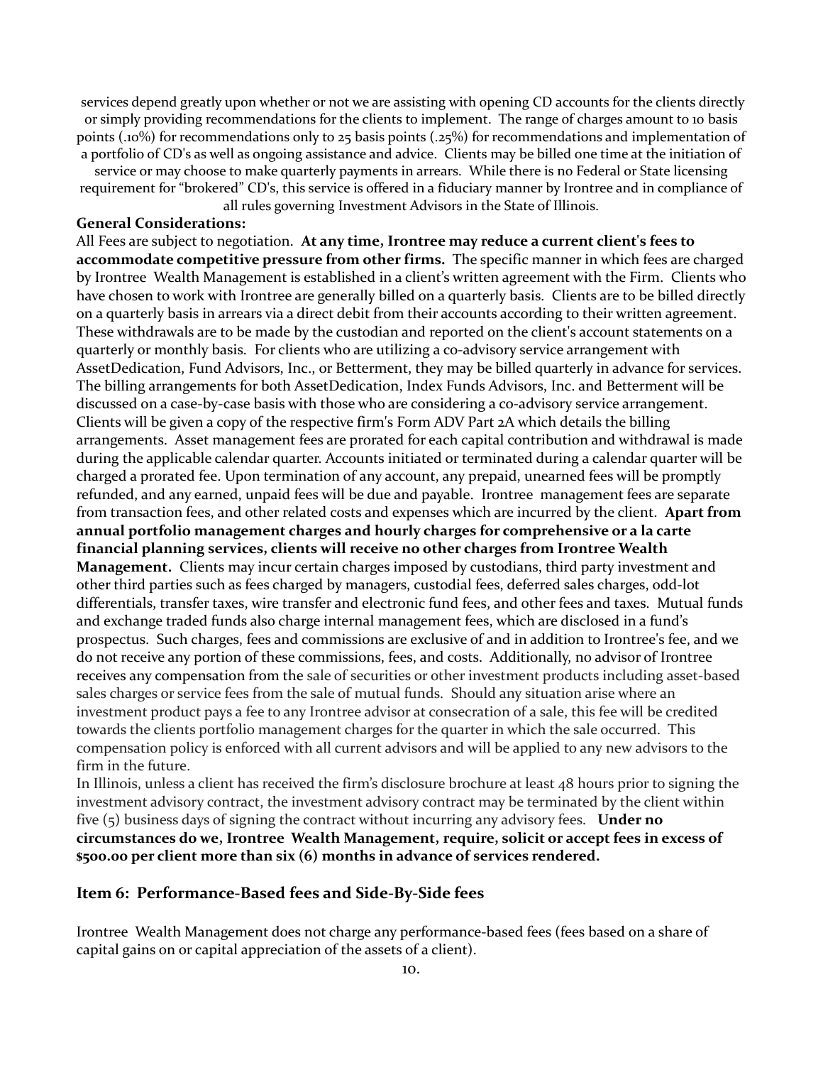services depend greatly upon whether or not we are assisting with opening CD accounts for the clients directly or simply providing recommendations for the clients to implement. The range of charges amount to 10 basis points (.10%) for recommendations only to 25 basis points (.25%) for recommendations and implementation of a portfolio of CD's as well as ongoing assistance and advice. Clients may be billed one time at the initiation of service or may choose to make quarterly payments in arrears. While there is no Federal or State licensing requirement for "brokered" CD's, this service is offered in a fiduciary manner by Irontree and in compliance of all rules governing Investment Advisors in the State of Illinois.

**General Considerations:**

All Fees are subject to negotiation. **At any time, Irontree may reduce a current client's fees to accommodate competitive pressure from other firms.** The specific manner in which fees are charged by Irontree Wealth Management is established in a client's written agreement with the Firm. Clients who have chosen to work with Irontree are generally billed on a quarterly basis. Clients are to be billed directly on a quarterly basis in arrears via a direct debit from their accounts according to their written agreement. These withdrawals are to be made by the custodian and reported on the client's account statements on a quarterly or monthly basis. For clients who are utilizing a co-advisory service arrangement with AssetDedication, Fund Advisors, Inc., or Betterment, they may be billed quarterly in advance for services. The billing arrangements for both AssetDedication, Index Funds Advisors, Inc. and Betterment will be discussed on a case-by-case basis with those who are considering a co-advisory service arrangement. Clients will be given a copy of the respective firm's Form ADV Part 2A which details the billing arrangements. Asset management fees are prorated for each capital contribution and withdrawal is made during the applicable calendar quarter. Accounts initiated or terminated during a calendar quarter will be charged a prorated fee. Upon termination of any account, any prepaid, unearned fees will be promptly refunded, and any earned, unpaid fees will be due and payable. Irontree management fees are separate from transaction fees, and other related costs and expenses which are incurred by the client. **Apart from annual portfolio management charges and hourly charges for comprehensive or a la carte financial planning services, clients will receive no other charges from Irontree Wealth Management.** Clients may incur certain charges imposed by custodians, third party investment and other third parties such as fees charged by managers, custodial fees, deferred sales charges, odd-lot differentials, transfer taxes, wire transfer and electronic fund fees, and other fees and taxes. Mutual funds and exchange traded funds also charge internal management fees, which are disclosed in a fund's prospectus. Such charges, fees and commissions are exclusive of and in addition to Irontree's fee, and we do not receive any portion of these commissions, fees, and costs. Additionally, no advisor of Irontree receives any compensation from the sale of securities or other investment products including asset-based sales charges or service fees from the sale of mutual funds. Should any situation arise where an investment product pays a fee to any Irontree advisor at consecration of a sale, this fee will be credited towards the clients portfolio management charges for the quarter in which the sale occurred. This compensation policy is enforced with all current advisors and will be applied to any new advisors to the firm in the future.

In Illinois, unless a client has received the firm's disclosure brochure at least 48 hours prior to signing the investment advisory contract, the investment advisory contract may be terminated by the client within five (5) business days of signing the contract without incurring any advisory fees. **Under no circumstances do we, Irontree Wealth Management, require, solicit or accept fees in excess of $500.00 per client more than six (6) months in advance of services rendered.**

## Item 6: Performance-Based fees and Side-By-Side fees

Irontree Wealth Management does not charge any performance-based fees (fees based on a share of capital gains on or capital appreciation of the assets of a client).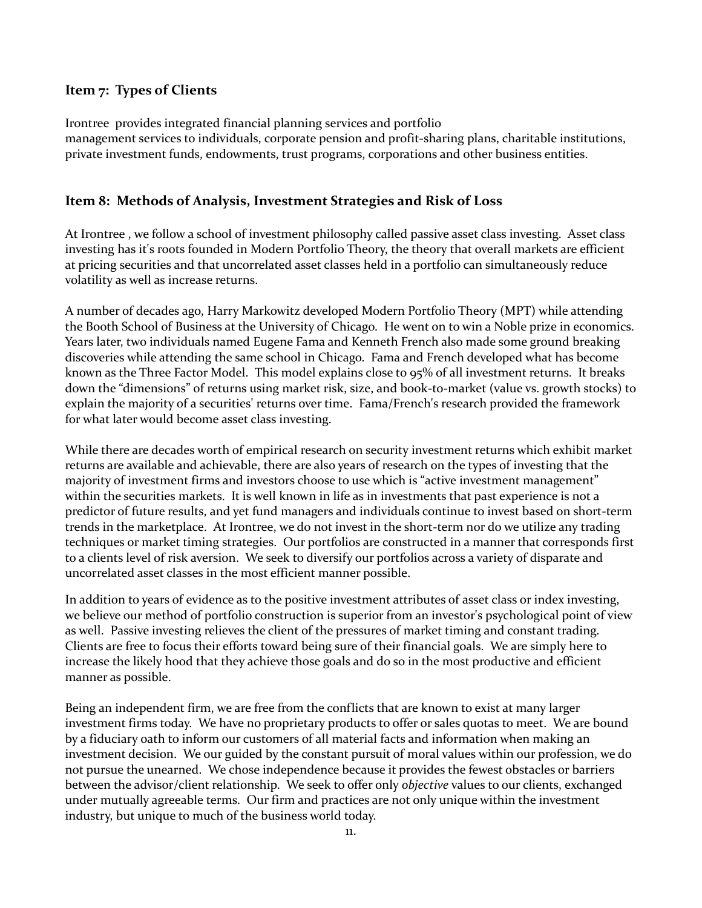## Item 7: Types of Clients

Irontree provides integrated financial planning services and portfolio management services to individuals, corporate pension and profit-sharing plans, charitable institutions, private investment funds, endowments, trust programs, corporations and other business entities.

## Item 8: Methods of Analysis, Investment Strategies and Risk of Loss

At Irontree , we follow a school of investment philosophy called passive asset class investing. Asset class investing has it's roots founded in Modern Portfolio Theory, the theory that overall markets are efficient at pricing securities and that uncorrelated asset classes held in a portfolio can simultaneously reduce volatility as well as increase returns.

A number of decades ago, Harry Markowitz developed Modern Portfolio Theory (MPT) while attending the Booth School of Business at the University of Chicago. He went on to win a Noble prize in economics. Years later, two individuals named Eugene Fama and Kenneth French also made some ground breaking discoveries while attending the same school in Chicago. Fama and French developed what has become known as the Three Factor Model. This model explains close to 95% of all investment returns. It breaks down the "dimensions" of returns using market risk, size, and book-to-market (value vs. growth stocks) to explain the majority of a securities' returns over time. Fama/French's research provided the framework for what later would become asset class investing.

While there are decades worth of empirical research on security investment returns which exhibit market returns are available and achievable, there are also years of research on the types of investing that the majority of investment firms and investors choose to use which is "active investment management" within the securities markets. It is well known in life as in investments that past experience is not a predictor of future results, and yet fund managers and individuals continue to invest based on short-term trends in the marketplace. At Irontree, we do not invest in the short-term nor do we utilize any trading techniques or market timing strategies. Our portfolios are constructed in a manner that corresponds first to a clients level of risk aversion. We seek to diversify our portfolios across a variety of disparate and uncorrelated asset classes in the most efficient manner possible.

In addition to years of evidence as to the positive investment attributes of asset class or index investing, we believe our method of portfolio construction is superior from an investor's psychological point of view as well. Passive investing relieves the client of the pressures of market timing and constant trading. Clients are free to focus their efforts toward being sure of their financial goals. We are simply here to increase the likely hood that they achieve those goals and do so in the most productive and efficient manner as possible.

Being an independent firm, we are free from the conflicts that are known to exist at many larger investment firms today. We have no proprietary products to offer or sales quotas to meet. We are bound by a fiduciary oath to inform our customers of all material facts and information when making an investment decision. We our guided by the constant pursuit of moral values within our profession, we do not pursue the unearned. We chose independence because it provides the fewest obstacles or barriers between the advisor/client relationship. We seek to offer only *objective* values to our clients, exchanged under mutually agreeable terms. Our firm and practices are not only unique within the investment industry, but unique to much of the business world today.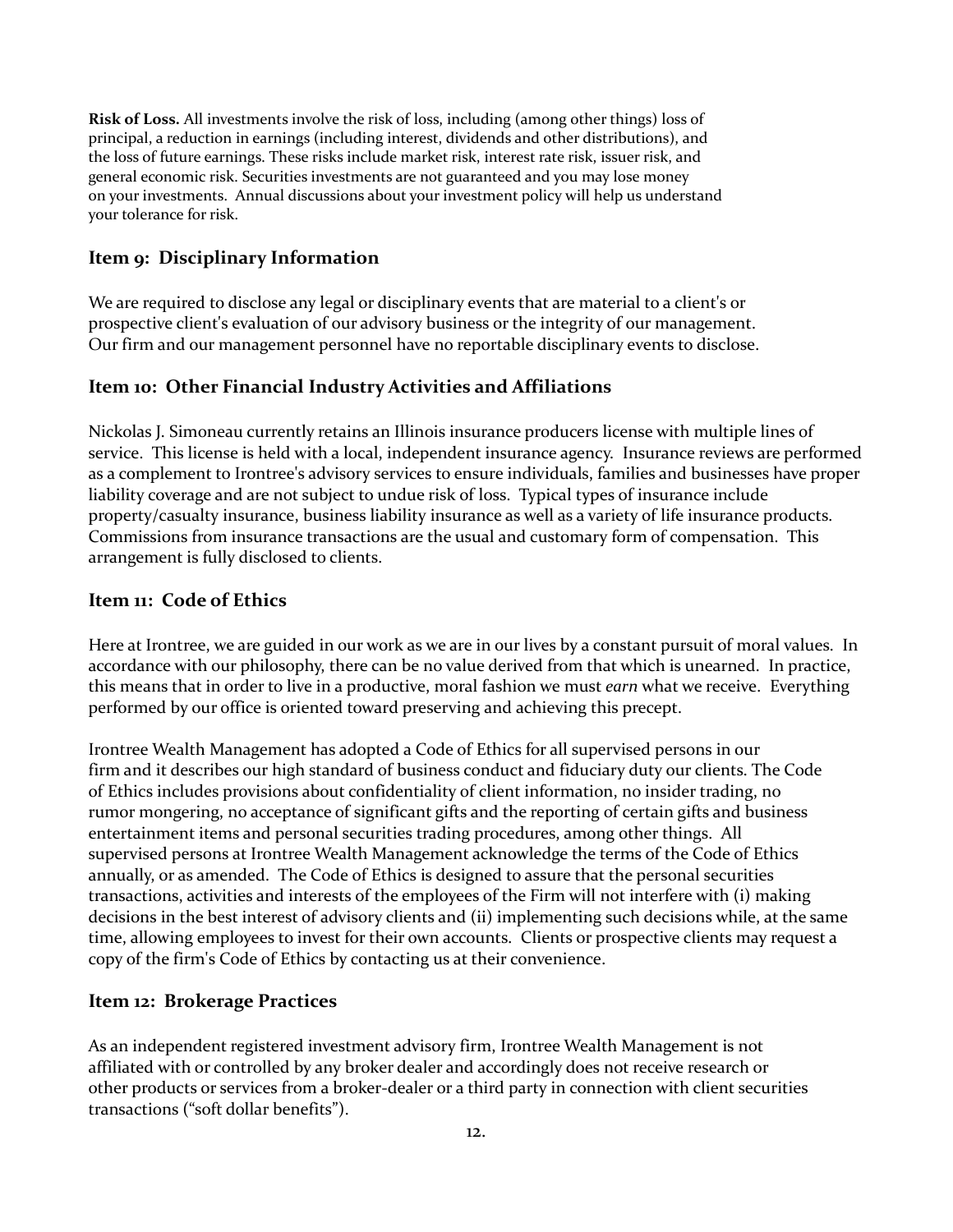**Risk of Loss.** All investments involve the risk of loss, including (among other things) loss of principal, a reduction in earnings (including interest, dividends and other distributions), and the loss of future earnings. These risks include market risk, interest rate risk, issuer risk, and general economic risk. Securities investments are not guaranteed and you may lose money on your investments. Annual discussions about your investment policy will help us understand your tolerance for risk.

## Item 9: Disciplinary Information

We are required to disclose any legal or disciplinary events that are material to a client's or prospective client's evaluation of our advisory business or the integrity of our management. Our firm and our management personnel have no reportable disciplinary events to disclose.

## Item 10: Other Financial Industry Activities and Affiliations

Nickolas J. Simoneau currently retains an Illinois insurance producers license with multiple lines of service. This license is held with a local, independent insurance agency. Insurance reviews are performed as a complement to Irontree's advisory services to ensure individuals, families and businesses have proper liability coverage and are not subject to undue risk of loss. Typical types of insurance include property/casualty insurance, business liability insurance as well as a variety of life insurance products. Commissions from insurance transactions are the usual and customary form of compensation. This arrangement is fully disclosed to clients.

## Item 11: Code of Ethics

Here at Irontree, we are guided in our work as we are in our lives by a constant pursuit of moral values. In accordance with our philosophy, there can be no value derived from that which is unearned. In practice, this means that in order to live in a productive, moral fashion we must *earn* what we receive. Everything performed by our office is oriented toward preserving and achieving this precept.

Irontree Wealth Management has adopted a Code of Ethics for all supervised persons in our firm and it describes our high standard of business conduct and fiduciary duty our clients. The Code of Ethics includes provisions about confidentiality of client information, no insider trading, no rumor mongering, no acceptance of significant gifts and the reporting of certain gifts and business entertainment items and personal securities trading procedures, among other things. All supervised persons at Irontree Wealth Management acknowledge the terms of the Code of Ethics annually, or as amended. The Code of Ethics is designed to assure that the personal securities transactions, activities and interests of the employees of the Firm will not interfere with (i) making decisions in the best interest of advisory clients and (ii) implementing such decisions while, at the same time, allowing employees to invest for their own accounts. Clients or prospective clients may request a copy of the firm's Code of Ethics by contacting us at their convenience.

## Item 12: Brokerage Practices

As an independent registered investment advisory firm, Irontree Wealth Management is not affiliated with or controlled by any broker dealer and accordingly does not receive research or other products or services from a broker-dealer or a third party in connection with client securities transactions ("soft dollar benefits").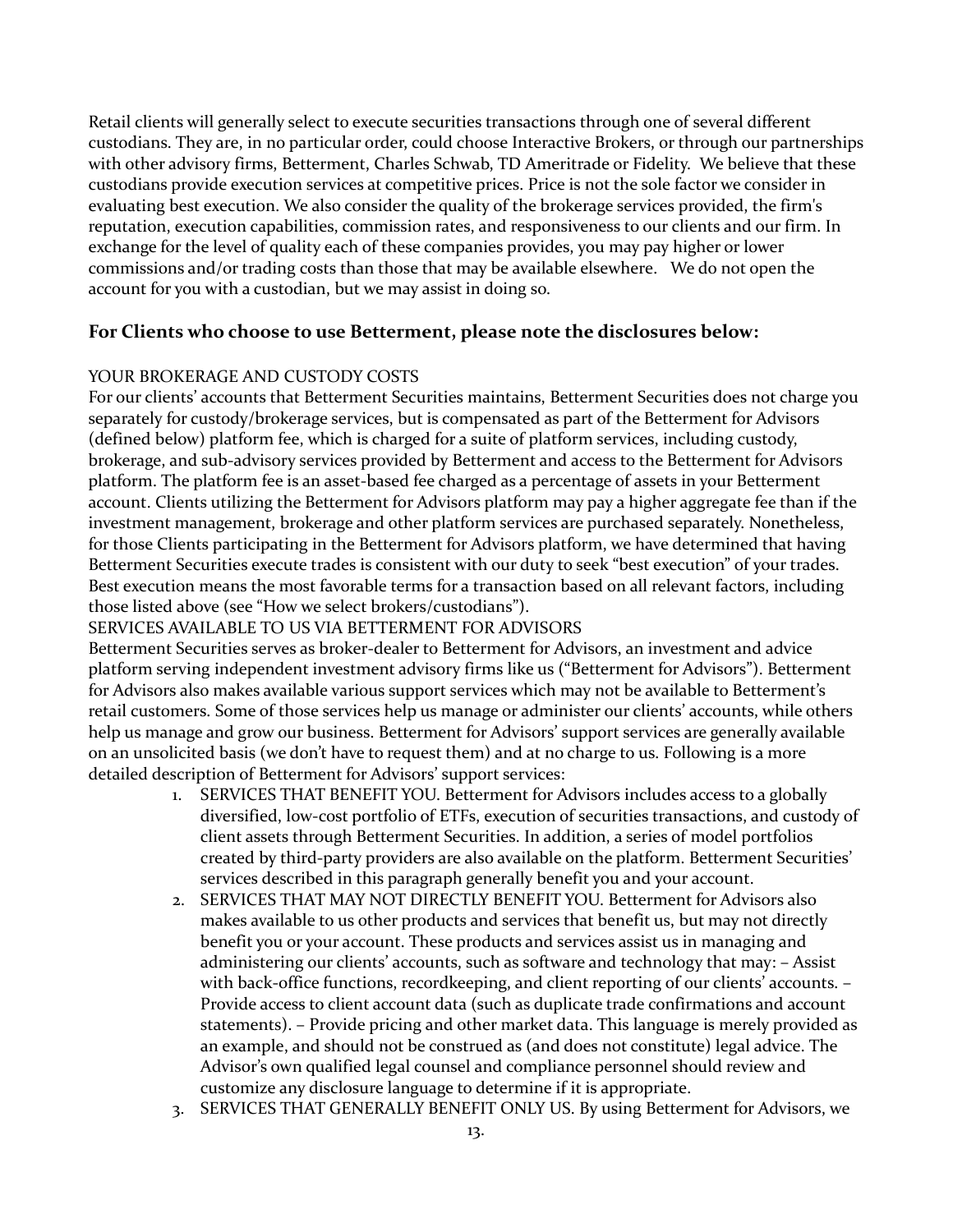Retail clients will generally select to execute securities transactions through one of several different custodians. They are, in no particular order, could choose Interactive Brokers, or through our partnerships with other advisory firms, Betterment, Charles Schwab, TD Ameritrade or Fidelity. We believe that these custodians provide execution services at competitive prices. Price is not the sole factor we consider in evaluating best execution. We also consider the quality of the brokerage services provided, the firm's reputation, execution capabilities, commission rates, and responsiveness to our clients and our firm. In exchange for the level of quality each of these companies provides, you may pay higher or lower commissions and/or trading costs than those that may be available elsewhere. We do not open the account for you with a custodian, but we may assist in doing so.

### For Clients who choose to use Betterment, please note the disclosures below:

YOUR BROKERAGE AND CUSTODY COSTS

For our clients' accounts that Betterment Securities maintains, Betterment Securities does not charge you separately for custody/brokerage services, but is compensated as part of the Betterment for Advisors (defined below) platform fee, which is charged for a suite of platform services, including custody, brokerage, and sub-advisory services provided by Betterment and access to the Betterment for Advisors platform. The platform fee is an asset-based fee charged as a percentage of assets in your Betterment account. Clients utilizing the Betterment for Advisors platform may pay a higher aggregate fee than if the investment management, brokerage and other platform services are purchased separately. Nonetheless, for those Clients participating in the Betterment for Advisors platform, we have determined that having Betterment Securities execute trades is consistent with our duty to seek "best execution" of your trades. Best execution means the most favorable terms for a transaction based on all relevant factors, including those listed above (see "How we select brokers/custodians").

SERVICES AVAILABLE TO US VIA BETTERMENT FOR ADVISORS

Betterment Securities serves as broker-dealer to Betterment for Advisors, an investment and advice platform serving independent investment advisory firms like us ("Betterment for Advisors"). Betterment for Advisors also makes available various support services which may not be available to Betterment's retail customers. Some of those services help us manage or administer our clients' accounts, while others help us manage and grow our business. Betterment for Advisors' support services are generally available on an unsolicited basis (we don't have to request them) and at no charge to us. Following is a more detailed description of Betterment for Advisors' support services:

1. SERVICES THAT BENEFIT YOU. Betterment for Advisors includes access to a globally diversified, low-cost portfolio of ETFs, execution of securities transactions, and custody of client assets through Betterment Securities. In addition, a series of model portfolios created by third-party providers are also available on the platform. Betterment Securities' services described in this paragraph generally benefit you and your account.
2. SERVICES THAT MAY NOT DIRECTLY BENEFIT YOU. Betterment for Advisors also makes available to us other products and services that benefit us, but may not directly benefit you or your account. These products and services assist us in managing and administering our clients' accounts, such as software and technology that may: – Assist with back-office functions, recordkeeping, and client reporting of our clients' accounts. – Provide access to client account data (such as duplicate trade confirmations and account statements). – Provide pricing and other market data. This language is merely provided as an example, and should not be construed as (and does not constitute) legal advice. The Advisor's own qualified legal counsel and compliance personnel should review and customize any disclosure language to determine if it is appropriate.
3. SERVICES THAT GENERALLY BENEFIT ONLY US. By using Betterment for Advisors, we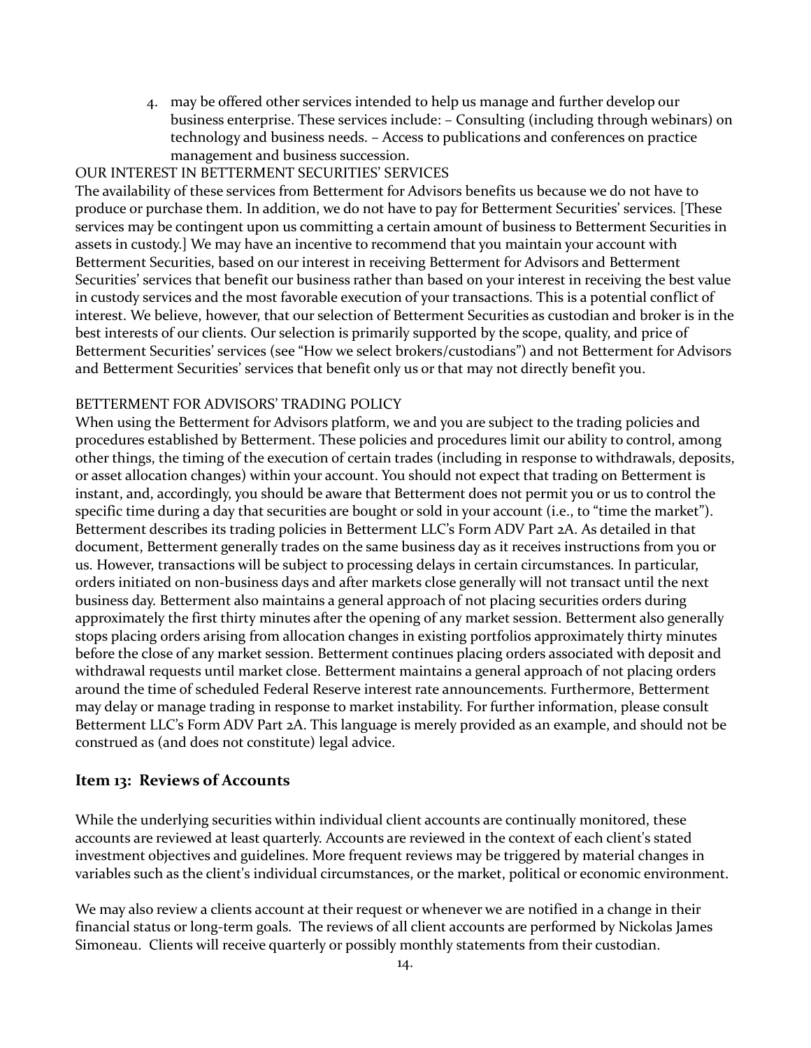4. may be offered other services intended to help us manage and further develop our business enterprise. These services include: – Consulting (including through webinars) on technology and business needs. – Access to publications and conferences on practice management and business succession.

OUR INTEREST IN BETTERMENT SECURITIES' SERVICES

The availability of these services from Betterment for Advisors benefits us because we do not have to produce or purchase them. In addition, we do not have to pay for Betterment Securities' services. [These services may be contingent upon us committing a certain amount of business to Betterment Securities in assets in custody.] We may have an incentive to recommend that you maintain your account with Betterment Securities, based on our interest in receiving Betterment for Advisors and Betterment Securities' services that benefit our business rather than based on your interest in receiving the best value in custody services and the most favorable execution of your transactions. This is a potential conflict of interest. We believe, however, that our selection of Betterment Securities as custodian and broker is in the best interests of our clients. Our selection is primarily supported by the scope, quality, and price of Betterment Securities' services (see "How we select brokers/custodians") and not Betterment for Advisors and Betterment Securities' services that benefit only us or that may not directly benefit you.

BETTERMENT FOR ADVISORS' TRADING POLICY

When using the Betterment for Advisors platform, we and you are subject to the trading policies and procedures established by Betterment. These policies and procedures limit our ability to control, among other things, the timing of the execution of certain trades (including in response to withdrawals, deposits, or asset allocation changes) within your account. You should not expect that trading on Betterment is instant, and, accordingly, you should be aware that Betterment does not permit you or us to control the specific time during a day that securities are bought or sold in your account (i.e., to "time the market"). Betterment describes its trading policies in Betterment LLC's Form ADV Part 2A. As detailed in that document, Betterment generally trades on the same business day as it receives instructions from you or us. However, transactions will be subject to processing delays in certain circumstances. In particular, orders initiated on non-business days and after markets close generally will not transact until the next business day. Betterment also maintains a general approach of not placing securities orders during approximately the first thirty minutes after the opening of any market session. Betterment also generally stops placing orders arising from allocation changes in existing portfolios approximately thirty minutes before the close of any market session. Betterment continues placing orders associated with deposit and withdrawal requests until market close. Betterment maintains a general approach of not placing orders around the time of scheduled Federal Reserve interest rate announcements. Furthermore, Betterment may delay or manage trading in response to market instability. For further information, please consult Betterment LLC's Form ADV Part 2A. This language is merely provided as an example, and should not be construed as (and does not constitute) legal advice.

## Item 13: Reviews of Accounts

While the underlying securities within individual client accounts are continually monitored, these accounts are reviewed at least quarterly. Accounts are reviewed in the context of each client's stated investment objectives and guidelines. More frequent reviews may be triggered by material changes in variables such as the client's individual circumstances, or the market, political or economic environment.

We may also review a clients account at their request or whenever we are notified in a change in their financial status or long-term goals. The reviews of all client accounts are performed by Nickolas James Simoneau. Clients will receive quarterly or possibly monthly statements from their custodian.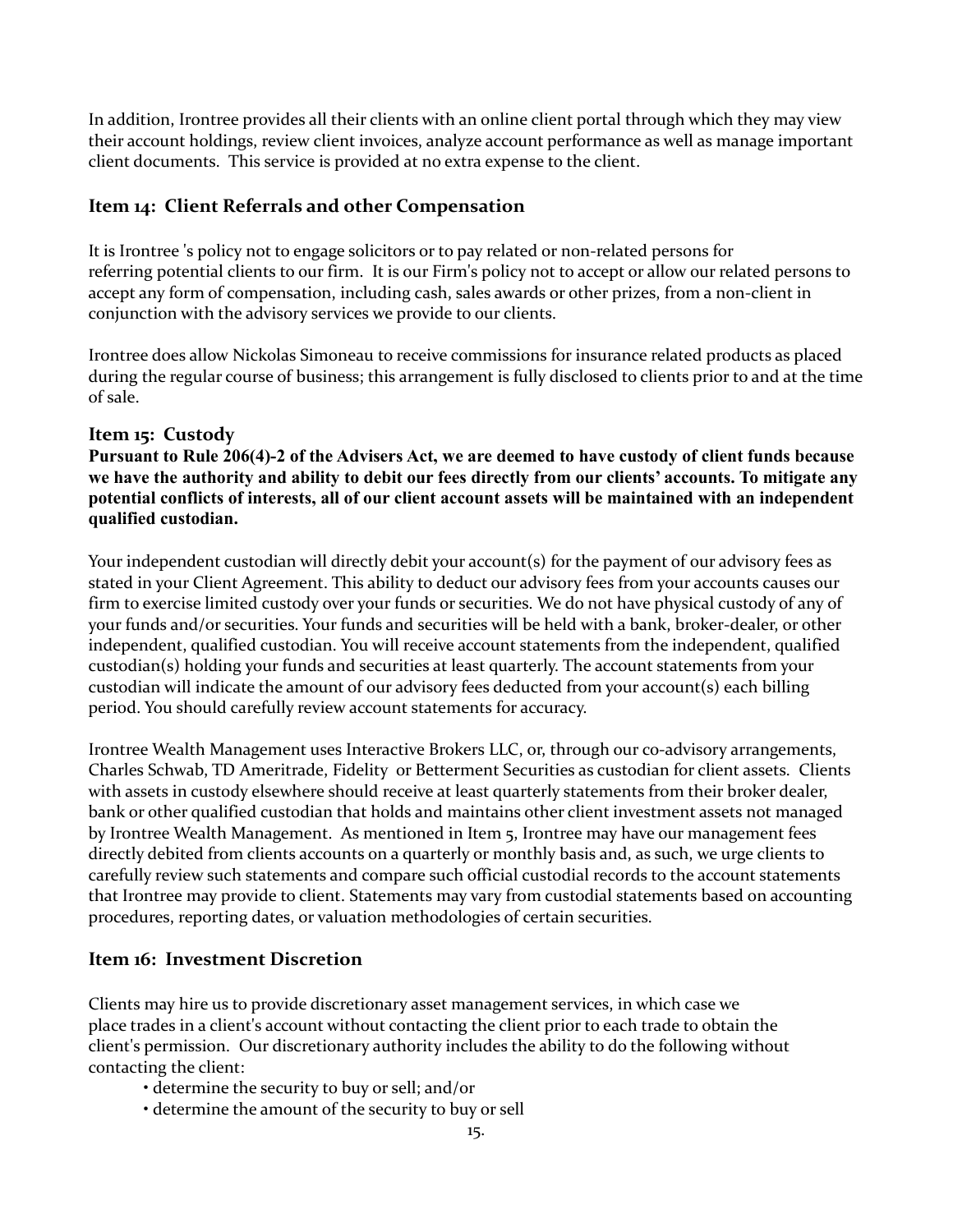In addition, Irontree provides all their clients with an online client portal through which they may view their account holdings, review client invoices, analyze account performance as well as manage important client documents. This service is provided at no extra expense to the client.

## Item 14: Client Referrals and other Compensation

It is Irontree 's policy not to engage solicitors or to pay related or non-related persons for referring potential clients to our firm. It is our Firm's policy not to accept or allow our related persons to accept any form of compensation, including cash, sales awards or other prizes, from a non-client in conjunction with the advisory services we provide to our clients.

Irontree does allow Nickolas Simoneau to receive commissions for insurance related products as placed during the regular course of business; this arrangement is fully disclosed to clients prior to and at the time of sale.

## Item 15: Custody

**Pursuant to Rule 206(4)-2 of the Advisers Act, we are deemed to have custody of client funds because we have the authority and ability to debit our fees directly from our clients' accounts. To mitigate any potential conflicts of interests, all of our client account assets will be maintained with an independent qualified custodian.**

Your independent custodian will directly debit your account(s) for the payment of our advisory fees as stated in your Client Agreement. This ability to deduct our advisory fees from your accounts causes our firm to exercise limited custody over your funds or securities. We do not have physical custody of any of your funds and/or securities. Your funds and securities will be held with a bank, broker-dealer, or other independent, qualified custodian. You will receive account statements from the independent, qualified custodian(s) holding your funds and securities at least quarterly. The account statements from your custodian will indicate the amount of our advisory fees deducted from your account(s) each billing period. You should carefully review account statements for accuracy.

Irontree Wealth Management uses Interactive Brokers LLC, or, through our co-advisory arrangements, Charles Schwab, TD Ameritrade, Fidelity or Betterment Securities as custodian for client assets. Clients with assets in custody elsewhere should receive at least quarterly statements from their broker dealer, bank or other qualified custodian that holds and maintains other client investment assets not managed by Irontree Wealth Management. As mentioned in Item 5, Irontree may have our management fees directly debited from clients accounts on a quarterly or monthly basis and, as such, we urge clients to carefully review such statements and compare such official custodial records to the account statements that Irontree may provide to client. Statements may vary from custodial statements based on accounting procedures, reporting dates, or valuation methodologies of certain securities.

## Item 16: Investment Discretion

Clients may hire us to provide discretionary asset management services, in which case we place trades in a client's account without contacting the client prior to each trade to obtain the client's permission. Our discretionary authority includes the ability to do the following without contacting the client:

- determine the security to buy or sell; and/or
- determine the amount of the security to buy or sell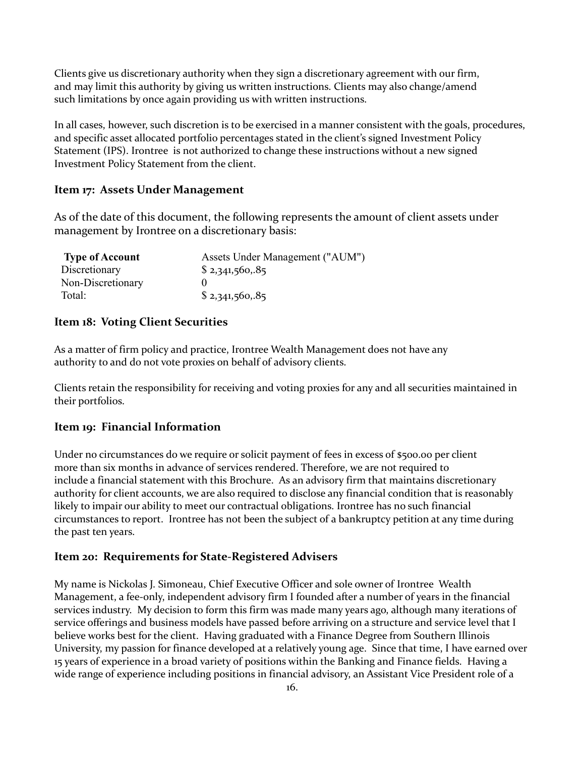Clients give us discretionary authority when they sign a discretionary agreement with our firm, and may limit this authority by giving us written instructions. Clients may also change/amend such limitations by once again providing us with written instructions.

In all cases, however, such discretion is to be exercised in a manner consistent with the goals, procedures, and specific asset allocated portfolio percentages stated in the client's signed Investment Policy Statement (IPS). Irontree is not authorized to change these instructions without a new signed Investment Policy Statement from the client.

### Item 17: Assets Under Management

As of the date of this document, the following represents the amount of client assets under management by Irontree on a discretionary basis:

| Type of Account | Assets Under Management ("AUM") |
|---|---|
| Discretionary | $ 2,341,560,.85 |
| Non-Discretionary | 0 |
| Total: | $ 2,341,560,.85 |

### Item 18: Voting Client Securities

As a matter of firm policy and practice, Irontree Wealth Management does not have any authority to and do not vote proxies on behalf of advisory clients.

Clients retain the responsibility for receiving and voting proxies for any and all securities maintained in their portfolios.

### Item 19: Financial Information

Under no circumstances do we require or solicit payment of fees in excess of $500.00 per client more than six months in advance of services rendered. Therefore, we are not required to include a financial statement with this Brochure. As an advisory firm that maintains discretionary authority for client accounts, we are also required to disclose any financial condition that is reasonably likely to impair our ability to meet our contractual obligations. Irontree has no such financial circumstances to report. Irontree has not been the subject of a bankruptcy petition at any time during the past ten years.

### Item 20: Requirements for State-Registered Advisers

My name is Nickolas J. Simoneau, Chief Executive Officer and sole owner of Irontree Wealth Management, a fee-only, independent advisory firm I founded after a number of years in the financial services industry. My decision to form this firm was made many years ago, although many iterations of service offerings and business models have passed before arriving on a structure and service level that I believe works best for the client. Having graduated with a Finance Degree from Southern Illinois University, my passion for finance developed at a relatively young age. Since that time, I have earned over 15 years of experience in a broad variety of positions within the Banking and Finance fields. Having a wide range of experience including positions in financial advisory, an Assistant Vice President role of a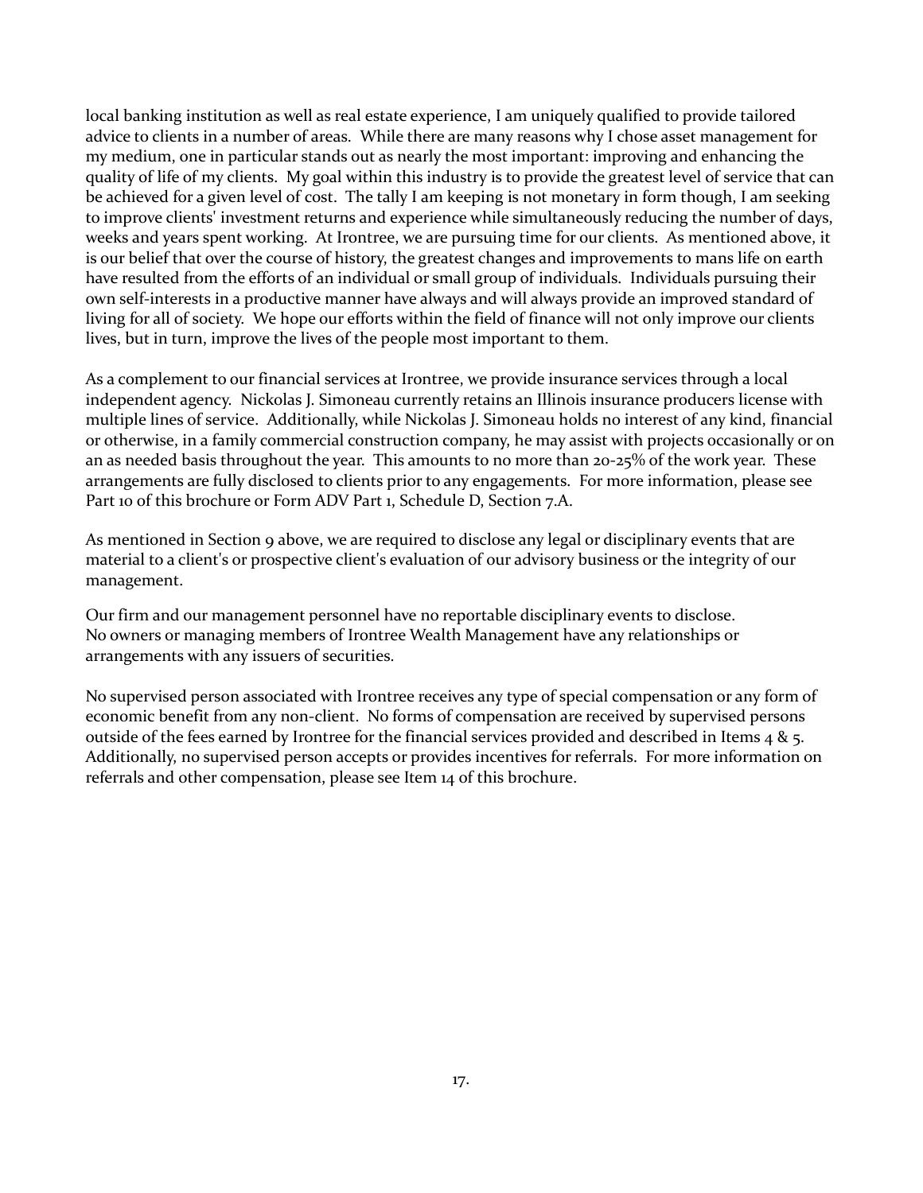local banking institution as well as real estate experience, I am uniquely qualified to provide tailored advice to clients in a number of areas. While there are many reasons why I chose asset management for my medium, one in particular stands out as nearly the most important: improving and enhancing the quality of life of my clients. My goal within this industry is to provide the greatest level of service that can be achieved for a given level of cost. The tally I am keeping is not monetary in form though, I am seeking to improve clients' investment returns and experience while simultaneously reducing the number of days, weeks and years spent working. At Irontree, we are pursuing time for our clients. As mentioned above, it is our belief that over the course of history, the greatest changes and improvements to mans life on earth have resulted from the efforts of an individual or small group of individuals. Individuals pursuing their own self-interests in a productive manner have always and will always provide an improved standard of living for all of society. We hope our efforts within the field of finance will not only improve our clients lives, but in turn, improve the lives of the people most important to them.

As a complement to our financial services at Irontree, we provide insurance services through a local independent agency. Nickolas J. Simoneau currently retains an Illinois insurance producers license with multiple lines of service. Additionally, while Nickolas J. Simoneau holds no interest of any kind, financial or otherwise, in a family commercial construction company, he may assist with projects occasionally or on an as needed basis throughout the year. This amounts to no more than 20-25% of the work year. These arrangements are fully disclosed to clients prior to any engagements. For more information, please see Part 10 of this brochure or Form ADV Part 1, Schedule D, Section 7.A.

As mentioned in Section 9 above, we are required to disclose any legal or disciplinary events that are material to a client's or prospective client's evaluation of our advisory business or the integrity of our management.

Our firm and our management personnel have no reportable disciplinary events to disclose. No owners or managing members of Irontree Wealth Management have any relationships or arrangements with any issuers of securities.

No supervised person associated with Irontree receives any type of special compensation or any form of economic benefit from any non-client. No forms of compensation are received by supervised persons outside of the fees earned by Irontree for the financial services provided and described in Items 4 & 5. Additionally, no supervised person accepts or provides incentives for referrals. For more information on referrals and other compensation, please see Item 14 of this brochure.